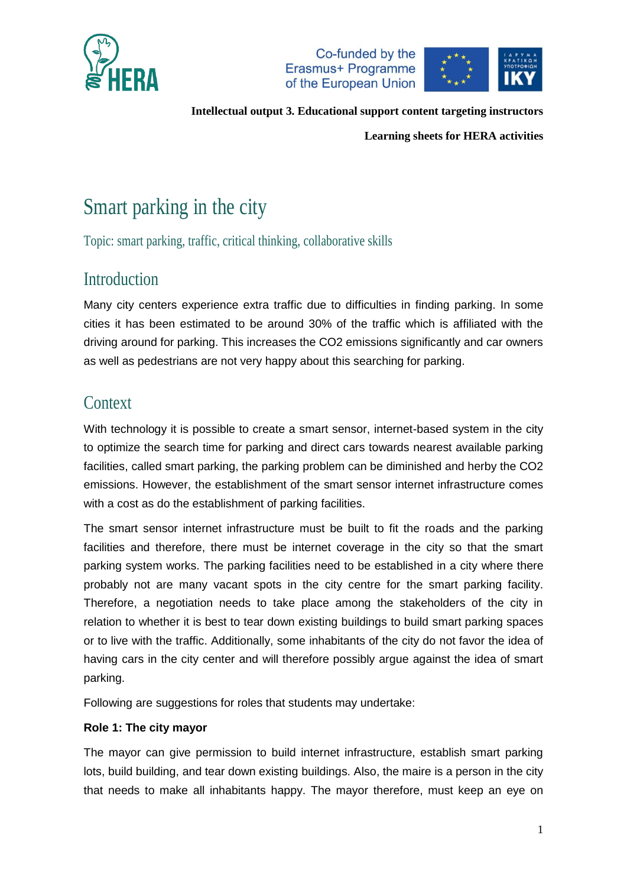**Intellectual output 3. Educational support content targeting instructors**

**Learning sheets for HERA activities**

# Smart parking in the city

Topic: smart parking, traffic, critical thinking, collaborative skills

## Introduction

Many city centers experience extra traffic due to difficulties in finding parking. In some cities it has been estimated to be around 30% of the traffic which is affiliated with the driving around for parking. This increases the CO2 emissions significantly and car owners as well as pedestrians are not very happy about this searching for parking.

## Context

With technology it is possible to create a smart sensor, internet-based system in the city to optimize the search time for parking and direct cars towards nearest available parking facilities, called smart parking, the parking problem can be diminished and herby the CO2 emissions. However, the establishment of the smart sensor internet infrastructure comes with a cost as do the establishment of parking facilities.

The smart sensor internet infrastructure must be built to fit the roads and the parking facilities and therefore, there must be internet coverage in the city so that the smart parking system works. The parking facilities need to be established in a city where there probably not are many vacant spots in the city centre for the smart parking facility. Therefore, a negotiation needs to take place among the stakeholders of the city in relation to whether it is best to tear down existing buildings to build smart parking spaces or to live with the traffic. Additionally, some inhabitants of the city do not favor the idea of having cars in the city center and will therefore possibly argue against the idea of smart parking.

Following are suggestions for roles that students may undertake:

**Role 1: The city mayor**

The mayor can give permission to build internet infrastructure, establish smart parking lots, build building, and tear down existing buildings. Also, the maire is a person in the city that needs to make all inhabitants happy. The mayor therefore, must keep an eye on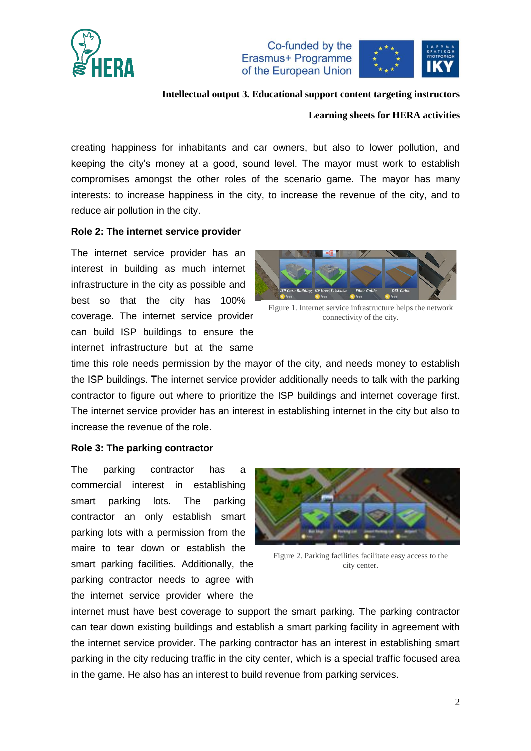creating happiness for inhabitants and car owners, but also to lower pollution, and keeping the city's money at a good, sound level. The mayor must work to establish compromises amongst the other roles of the scenario game. The mayor has many interests: to increase happiness in the city, to increase the revenue of the city, and to reduce air pollution in the city.

**Role 2: The internet service provider**

The internet service provider has an interest in building as much internet infrastructure in the city as possible and best so that the city has 100% coverage. The internet service provider can build ISP buildings to ensure the internet infrastructure but at the same time this role needs permission by the mayor of the city, and needs money to establish the ISP buildings. The internet service provider additionally needs to talk with the parking contractor to figure out where to prioritize the ISP buildings and internet coverage first. The internet service provider has an interest in establishing internet in the city but also to increase the revenue of the role.

Figure 1. Internet service infrastructure helps the network connectivity of the city.

**Role 3: The parking contractor**

The parking contractor has a commercial interest in establishing smart parking lots. The parking contractor an only establish smart parking lots with a permission from the maire to tear down or establish the smart parking facilities. Additionally, the parking contractor needs to agree with the internet service provider where the internet must have best coverage to support the smart parking. The parking contractor can tear down existing buildings and establish a smart parking facility in agreement with the internet service provider. The parking contractor has an interest in establishing smart parking in the city reducing traffic in the city center, which is a special traffic focused area in the game. He also has an interest to build revenue from parking services.

Figure 2. Parking facilities facilitate easy access to the city center.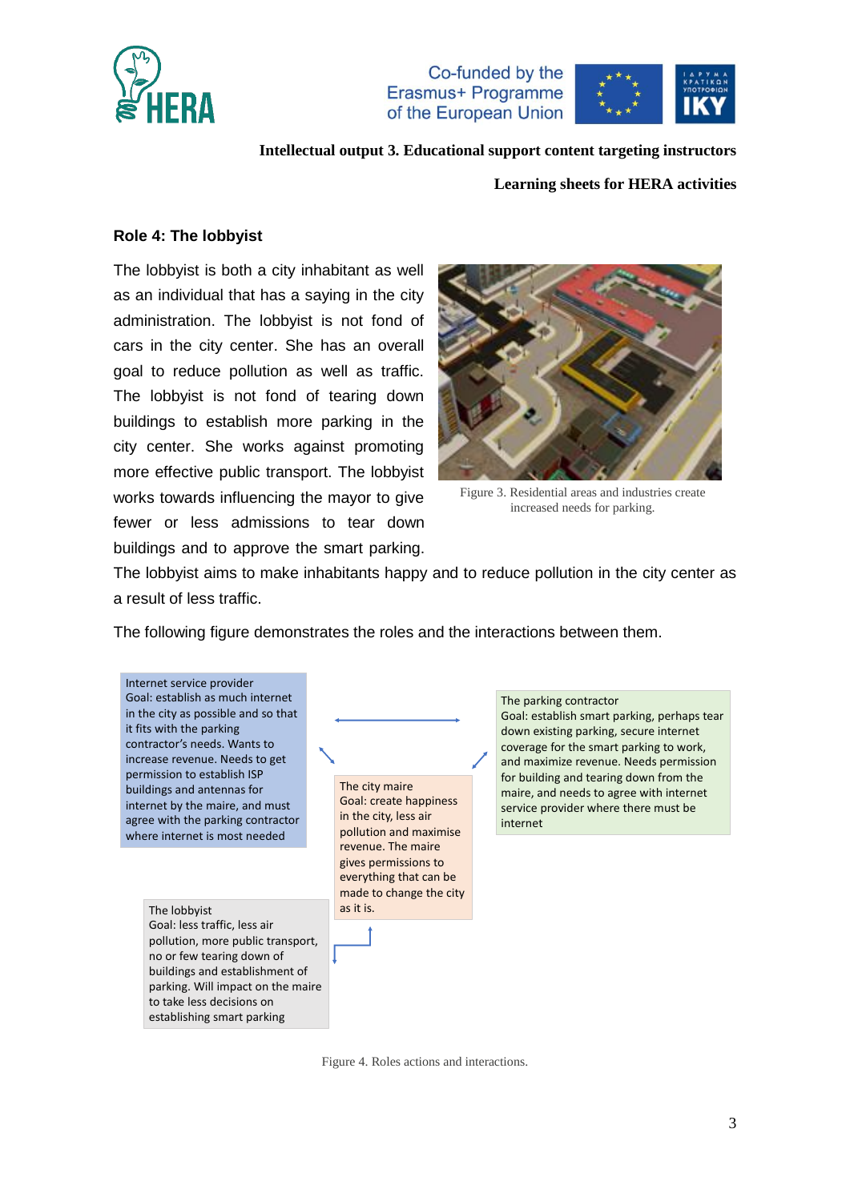Intellectual output 3. Educational support content targeting instructors

Learning sheets for HERA activities

### Role 4: The lobbyist

The lobbyist is both a city inhabitant as well as an individual that has a saying in the city administration. The lobbyist is not fond of cars in the city center. She has an overall goal to reduce pollution as well as traffic. The lobbyist is not fond of tearing down buildings to establish more parking in the city center. She works against promoting more effective public transport. The lobbyist works towards influencing the mayor to give fewer or less admissions to tear down buildings and to approve the smart parking. The lobbyist aims to make inhabitants happy and to reduce pollution in the city center as a result of less traffic.

Figure 3. Residential areas and industries create increased needs for parking.

The following figure demonstrates the roles and the interactions between them.

Internet service provider
Goal: establish as much internet in the city as possible and so that it fits with the parking contractor's needs. Wants to increase revenue. Needs to get permission to establish ISP buildings and antennas for internet by the maire, and must agree with the parking contractor where internet is most needed

The parking contractor
Goal: establish smart parking, perhaps tear down existing parking, secure internet coverage for the smart parking to work, and maximize revenue. Needs permission for building and tearing down from the maire, and needs to agree with internet service provider where there must be internet

The city maire
Goal: create happiness in the city, less air pollution and maximise revenue. The maire gives permissions to everything that can be made to change the city as it is.

The lobbyist
Goal: less traffic, less air pollution, more public transport, no or few tearing down of buildings and establishment of parking. Will impact on the maire to take less decisions on establishing smart parking

Figure 4. Roles actions and interactions.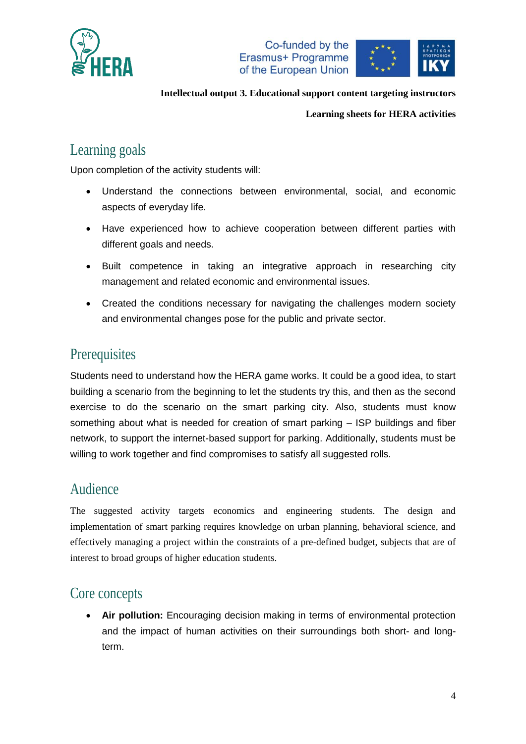## Learning goals

Upon completion of the activity students will:

- Understand the connections between environmental, social, and economic aspects of everyday life.
- Have experienced how to achieve cooperation between different parties with different goals and needs.
- Built competence in taking an integrative approach in researching city management and related economic and environmental issues.
- Created the conditions necessary for navigating the challenges modern society and environmental changes pose for the public and private sector.

## Prerequisites

Students need to understand how the HERA game works. It could be a good idea, to start building a scenario from the beginning to let the students try this, and then as the second exercise to do the scenario on the smart parking city. Also, students must know something about what is needed for creation of smart parking – ISP buildings and fiber network, to support the internet-based support for parking. Additionally, students must be willing to work together and find compromises to satisfy all suggested rolls.

## Audience

The suggested activity targets economics and engineering students. The design and implementation of smart parking requires knowledge on urban planning, behavioral science, and effectively managing a project within the constraints of a pre-defined budget, subjects that are of interest to broad groups of higher education students.

## Core concepts

- **Air pollution:** Encouraging decision making in terms of environmental protection and the impact of human activities on their surroundings both short- and long-term.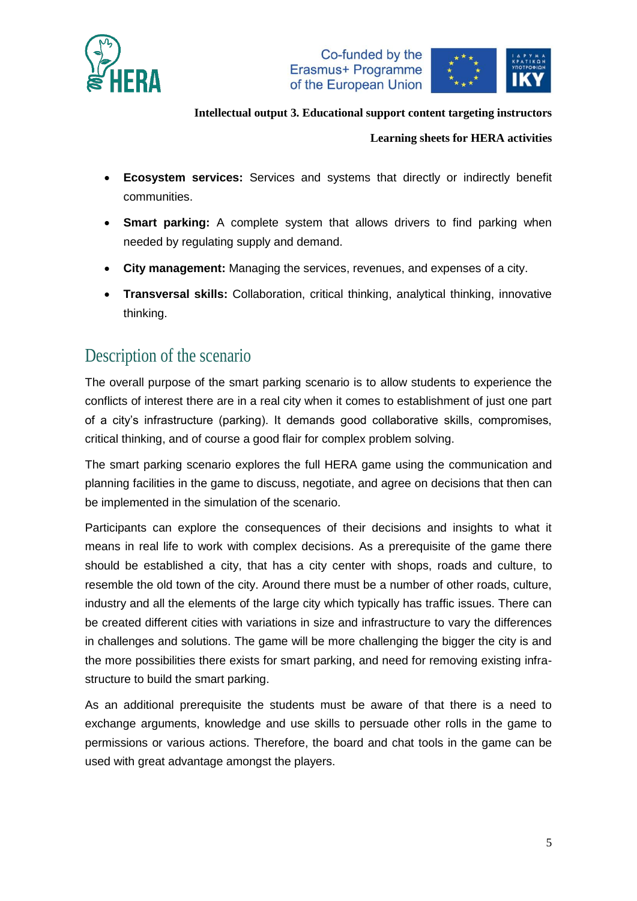- **Ecosystem services:** Services and systems that directly or indirectly benefit communities.
- **Smart parking:** A complete system that allows drivers to find parking when needed by regulating supply and demand.
- **City management:** Managing the services, revenues, and expenses of a city.
- **Transversal skills:** Collaboration, critical thinking, analytical thinking, innovative thinking.

## Description of the scenario

The overall purpose of the smart parking scenario is to allow students to experience the conflicts of interest there are in a real city when it comes to establishment of just one part of a city's infrastructure (parking). It demands good collaborative skills, compromises, critical thinking, and of course a good flair for complex problem solving.

The smart parking scenario explores the full HERA game using the communication and planning facilities in the game to discuss, negotiate, and agree on decisions that then can be implemented in the simulation of the scenario.

Participants can explore the consequences of their decisions and insights to what it means in real life to work with complex decisions. As a prerequisite of the game there should be established a city, that has a city center with shops, roads and culture, to resemble the old town of the city. Around there must be a number of other roads, culture, industry and all the elements of the large city which typically has traffic issues. There can be created different cities with variations in size and infrastructure to vary the differences in challenges and solutions. The game will be more challenging the bigger the city is and the more possibilities there exists for smart parking, and need for removing existing infra-structure to build the smart parking.

As an additional prerequisite the students must be aware of that there is a need to exchange arguments, knowledge and use skills to persuade other rolls in the game to permissions or various actions. Therefore, the board and chat tools in the game can be used with great advantage amongst the players.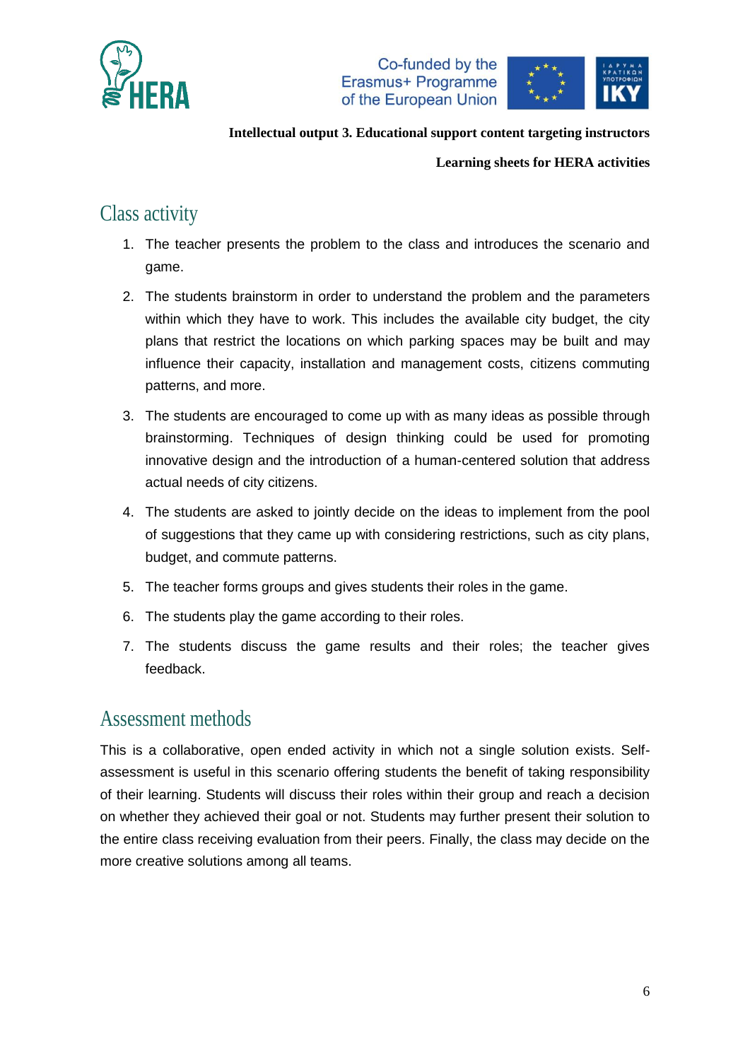## Class activity

1. The teacher presents the problem to the class and introduces the scenario and game.
2. The students brainstorm in order to understand the problem and the parameters within which they have to work. This includes the available city budget, the city plans that restrict the locations on which parking spaces may be built and may influence their capacity, installation and management costs, citizens commuting patterns, and more.
3. The students are encouraged to come up with as many ideas as possible through brainstorming. Techniques of design thinking could be used for promoting innovative design and the introduction of a human-centered solution that address actual needs of city citizens.
4. The students are asked to jointly decide on the ideas to implement from the pool of suggestions that they came up with considering restrictions, such as city plans, budget, and commute patterns.
5. The teacher forms groups and gives students their roles in the game.
6. The students play the game according to their roles.
7. The students discuss the game results and their roles; the teacher gives feedback.

## Assessment methods

This is a collaborative, open ended activity in which not a single solution exists. Self-assessment is useful in this scenario offering students the benefit of taking responsibility of their learning. Students will discuss their roles within their group and reach a decision on whether they achieved their goal or not. Students may further present their solution to the entire class receiving evaluation from their peers. Finally, the class may decide on the more creative solutions among all teams.